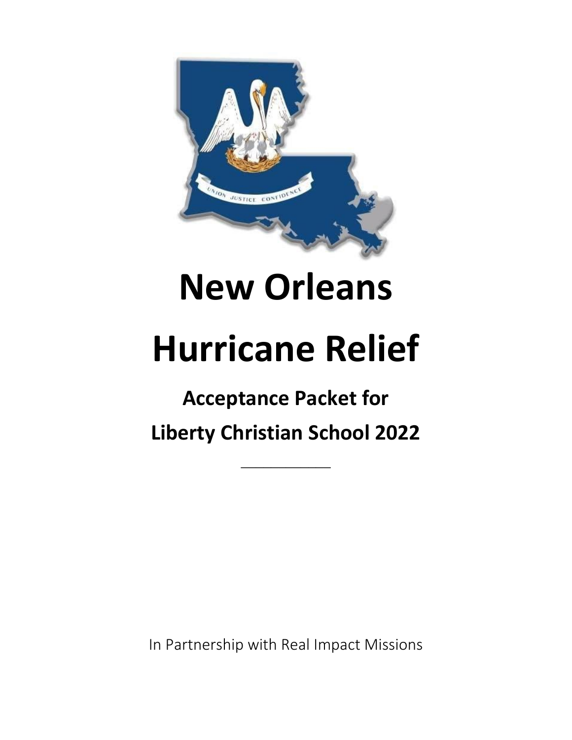# New Orleans

# Hurricane Relief

## Acceptance Packet for

## Liberty Christian School 2022

___________

In Partnership with Real Impact Missions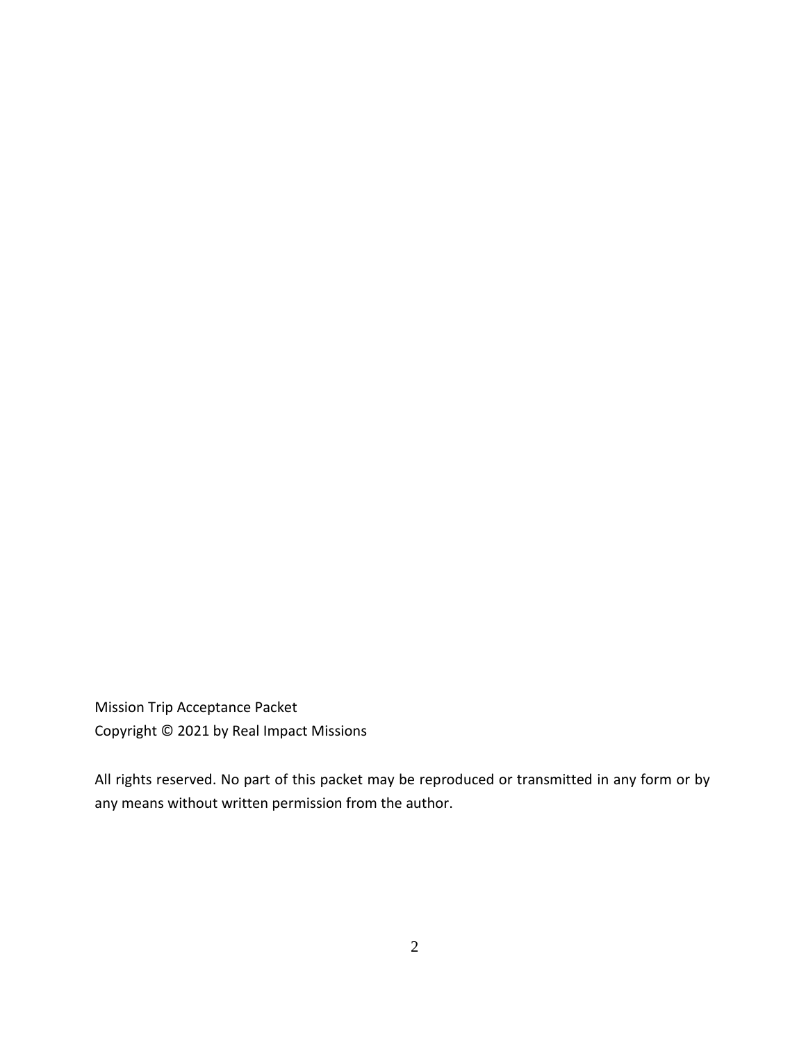Mission Trip Acceptance Packet
Copyright © 2021 by Real Impact Missions

All rights reserved. No part of this packet may be reproduced or transmitted in any form or by any means without written permission from the author.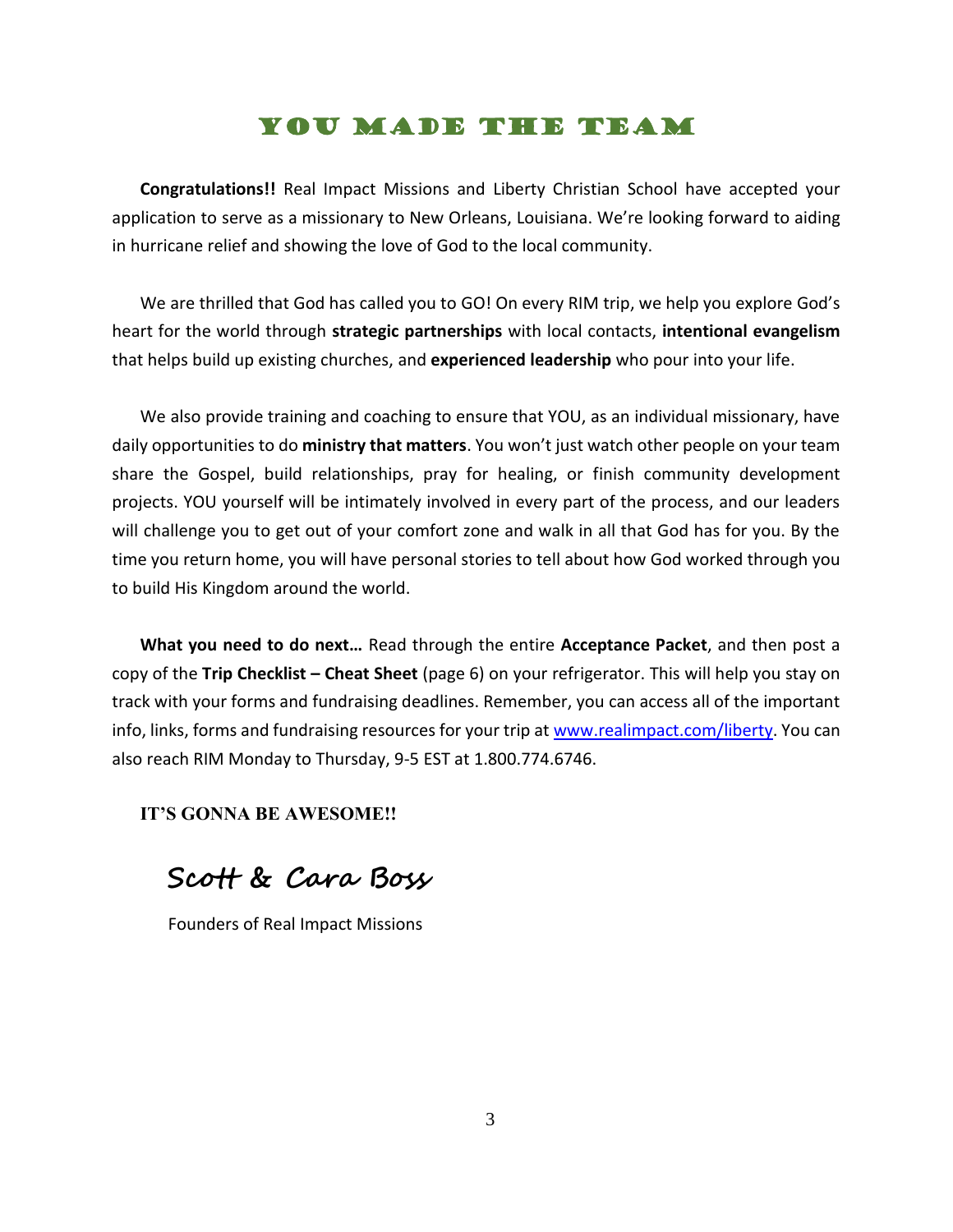# YOU MADE THE TEAM

**Congratulations!!** Real Impact Missions and Liberty Christian School have accepted your application to serve as a missionary to New Orleans, Louisiana. We're looking forward to aiding in hurricane relief and showing the love of God to the local community.

We are thrilled that God has called you to GO! On every RIM trip, we help you explore God's heart for the world through **strategic partnerships** with local contacts, **intentional evangelism** that helps build up existing churches, and **experienced leadership** who pour into your life.

We also provide training and coaching to ensure that YOU, as an individual missionary, have daily opportunities to do **ministry that matters**. You won't just watch other people on your team share the Gospel, build relationships, pray for healing, or finish community development projects. YOU yourself will be intimately involved in every part of the process, and our leaders will challenge you to get out of your comfort zone and walk in all that God has for you. By the time you return home, you will have personal stories to tell about how God worked through you to build His Kingdom around the world.

**What you need to do next…** Read through the entire **Acceptance Packet**, and then post a copy of the **Trip Checklist – Cheat Sheet** (page 6) on your refrigerator. This will help you stay on track with your forms and fundraising deadlines. Remember, you can access all of the important info, links, forms and fundraising resources for your trip at [www.realimpact.com/liberty](http://www.realimpact.com/liberty). You can also reach RIM Monday to Thursday, 9-5 EST at 1.800.774.6746.

**IT'S GONNA BE AWESOME!!**

Scott & Cara Boss

Founders of Real Impact Missions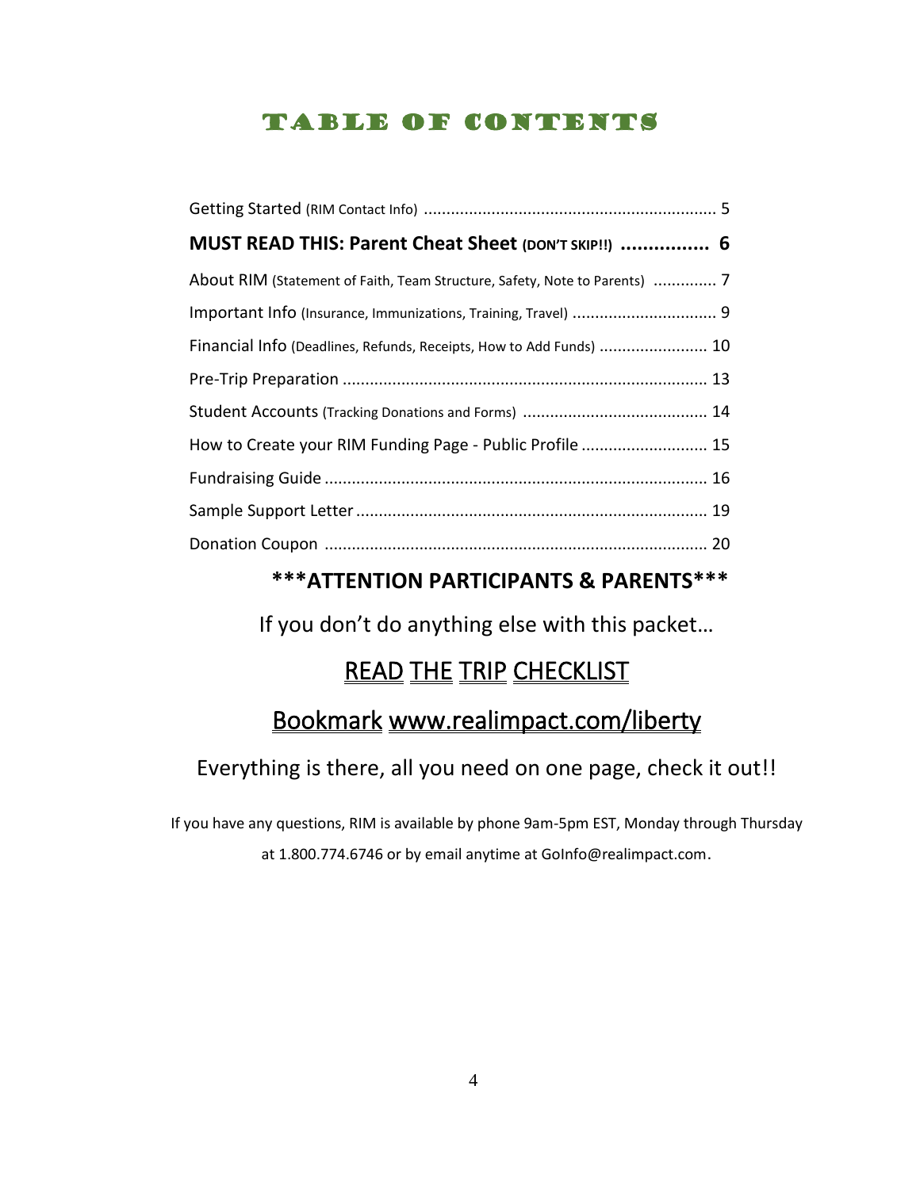# TABLE OF CONTENTS

Getting Started (RIM Contact Info) ................................................................ 5

**MUST READ THIS: Parent Cheat Sheet (DON'T SKIP!!) ................ 6**

About RIM (Statement of Faith, Team Structure, Safety, Note to Parents) .............. 7

Important Info (Insurance, Immunizations, Training, Travel) ................................ 9

Financial Info (Deadlines, Refunds, Receipts, How to Add Funds) ........................ 10

Pre-Trip Preparation ................................................................................ 13

Student Accounts (Tracking Donations and Forms) ......................................... 14

How to Create your RIM Funding Page - Public Profile ............................ 15

Fundraising Guide ..................................................................................... 16

Sample Support Letter .............................................................................. 19

Donation Coupon ..................................................................................... 20

## ***ATTENTION PARTICIPANTS & PARENTS***

If you don't do anything else with this packet…

## READ THE TRIP CHECKLIST

## Bookmark www.realimpact.com/liberty

Everything is there, all you need on one page, check it out!!

If you have any questions, RIM is available by phone 9am-5pm EST, Monday through Thursday at 1.800.774.6746 or by email anytime at GoInfo@realimpact.com.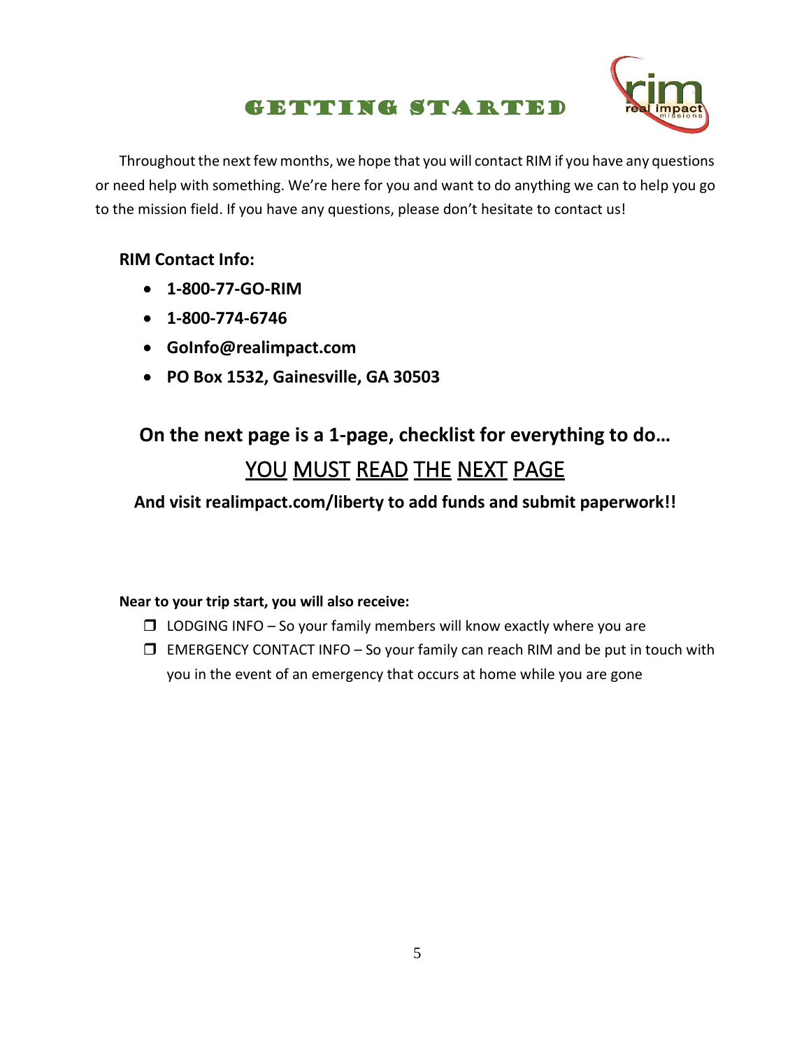# Getting Started

Throughout the next few months, we hope that you will contact RIM if you have any questions or need help with something. We're here for you and want to do anything we can to help you go to the mission field. If you have any questions, please don't hesitate to contact us!

**RIM Contact Info:**

- **1-800-77-GO-RIM**
- **1-800-774-6746**
- **GoInfo@realimpact.com**
- **PO Box 1532, Gainesville, GA 30503**

## On the next page is a 1-page, checklist for everything to do…

## YOU MUST READ THE NEXT PAGE

**And visit realimpact.com/liberty to add funds and submit paperwork!!**

**Near to your trip start, you will also receive:**

- ❒ LODGING INFO – So your family members will know exactly where you are
- ❒ EMERGENCY CONTACT INFO – So your family can reach RIM and be put in touch with you in the event of an emergency that occurs at home while you are gone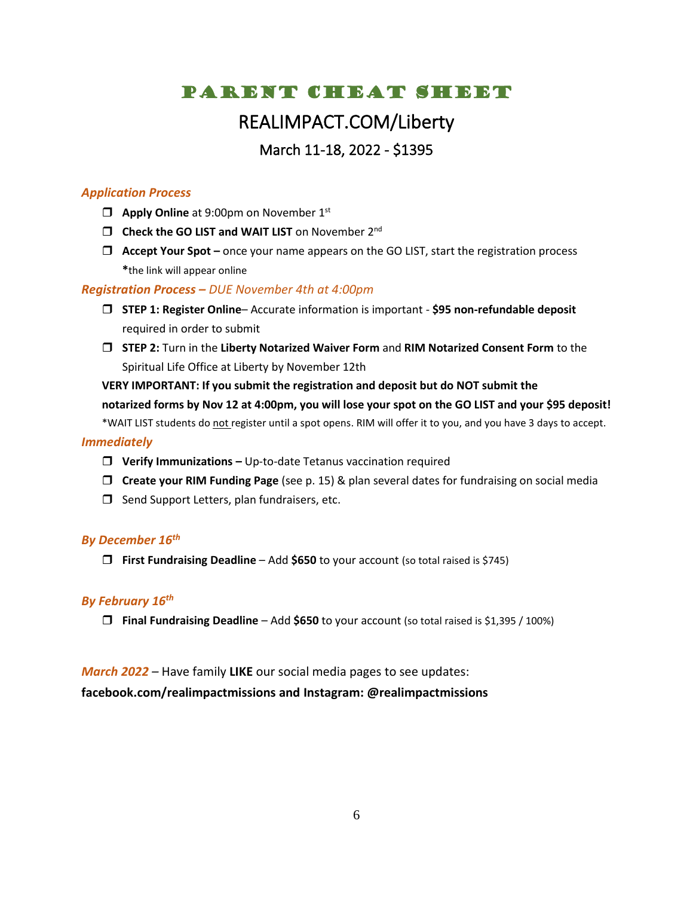# PARENT CHEAT SHEET

## REALIMPACT.COM/Liberty

### March 11-18, 2022 - $1395

***Application Process***

- ❒ **Apply Online** at 9:00pm on November 1st
- ❒ **Check the GO LIST and WAIT LIST** on November 2nd
- ❒ **Accept Your Spot –** once your name appears on the GO LIST, start the registration process
  **\***the link will appear online

***Registration Process –*** *DUE November 4th at 4:00pm*

- ❒ **STEP 1: Register Online**– Accurate information is important - **$95 non-refundable deposit** required in order to submit
- ❒ **STEP 2:** Turn in the **Liberty Notarized Waiver Form** and **RIM Notarized Consent Form** to the Spiritual Life Office at Liberty by November 12th

**VERY IMPORTANT: If you submit the registration and deposit but do NOT submit the notarized forms by Nov 12 at 4:00pm, you will lose your spot on the GO LIST and your $95 deposit!**

\*WAIT LIST students do <u>not</u> register until a spot opens. RIM will offer it to you, and you have 3 days to accept.

***Immediately***

- ❒ **Verify Immunizations –** Up-to-date Tetanus vaccination required
- ❒ **Create your RIM Funding Page** (see p. 15) & plan several dates for fundraising on social media
- ❒ Send Support Letters, plan fundraisers, etc.

***By December 16th***

- ❒ **First Fundraising Deadline** – Add **$650** to your account (so total raised is $745)

***By February 16th***

- ❒ **Final Fundraising Deadline** – Add **$650** to your account (so total raised is $1,395 / 100%)

***March 2022*** – Have family **LIKE** our social media pages to see updates:
**facebook.com/realimpactmissions and Instagram: @realimpactmissions**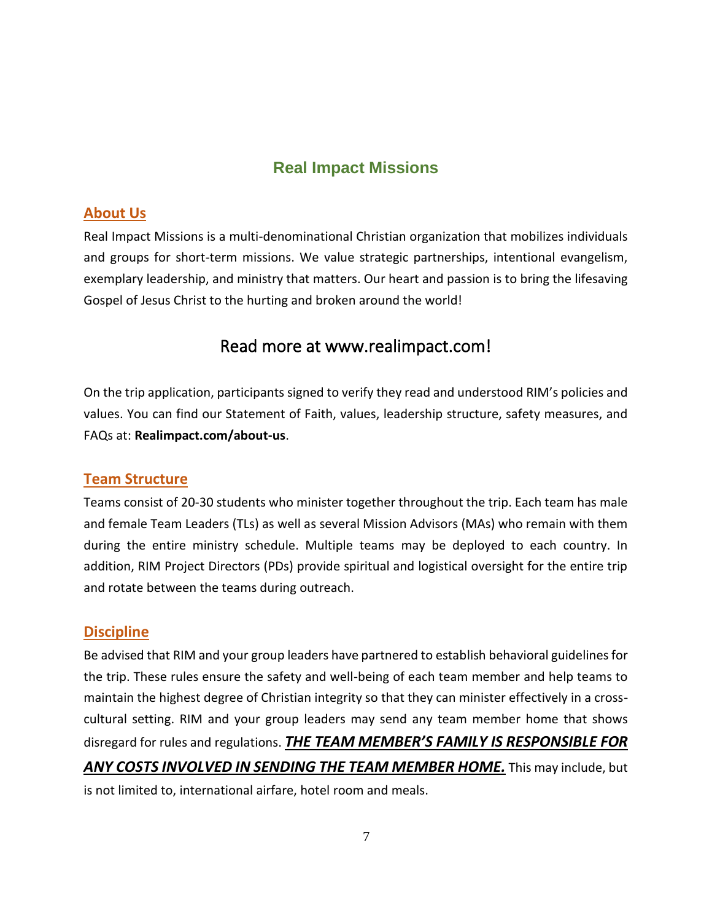# Real Impact Missions

## About Us

Real Impact Missions is a multi-denominational Christian organization that mobilizes individuals and groups for short-term missions. We value strategic partnerships, intentional evangelism, exemplary leadership, and ministry that matters. Our heart and passion is to bring the lifesaving Gospel of Jesus Christ to the hurting and broken around the world!

### Read more at www.realimpact.com!

On the trip application, participants signed to verify they read and understood RIM's policies and values. You can find our Statement of Faith, values, leadership structure, safety measures, and FAQs at: **Realimpact.com/about-us**.

## Team Structure

Teams consist of 20-30 students who minister together throughout the trip. Each team has male and female Team Leaders (TLs) as well as several Mission Advisors (MAs) who remain with them during the entire ministry schedule. Multiple teams may be deployed to each country. In addition, RIM Project Directors (PDs) provide spiritual and logistical oversight for the entire trip and rotate between the teams during outreach.

## Discipline

Be advised that RIM and your group leaders have partnered to establish behavioral guidelines for the trip. These rules ensure the safety and well-being of each team member and help teams to maintain the highest degree of Christian integrity so that they can minister effectively in a cross-cultural setting. RIM and your group leaders may send any team member home that shows disregard for rules and regulations. ***THE TEAM MEMBER'S FAMILY IS RESPONSIBLE FOR ANY COSTS INVOLVED IN SENDING THE TEAM MEMBER HOME.*** This may include, but is not limited to, international airfare, hotel room and meals.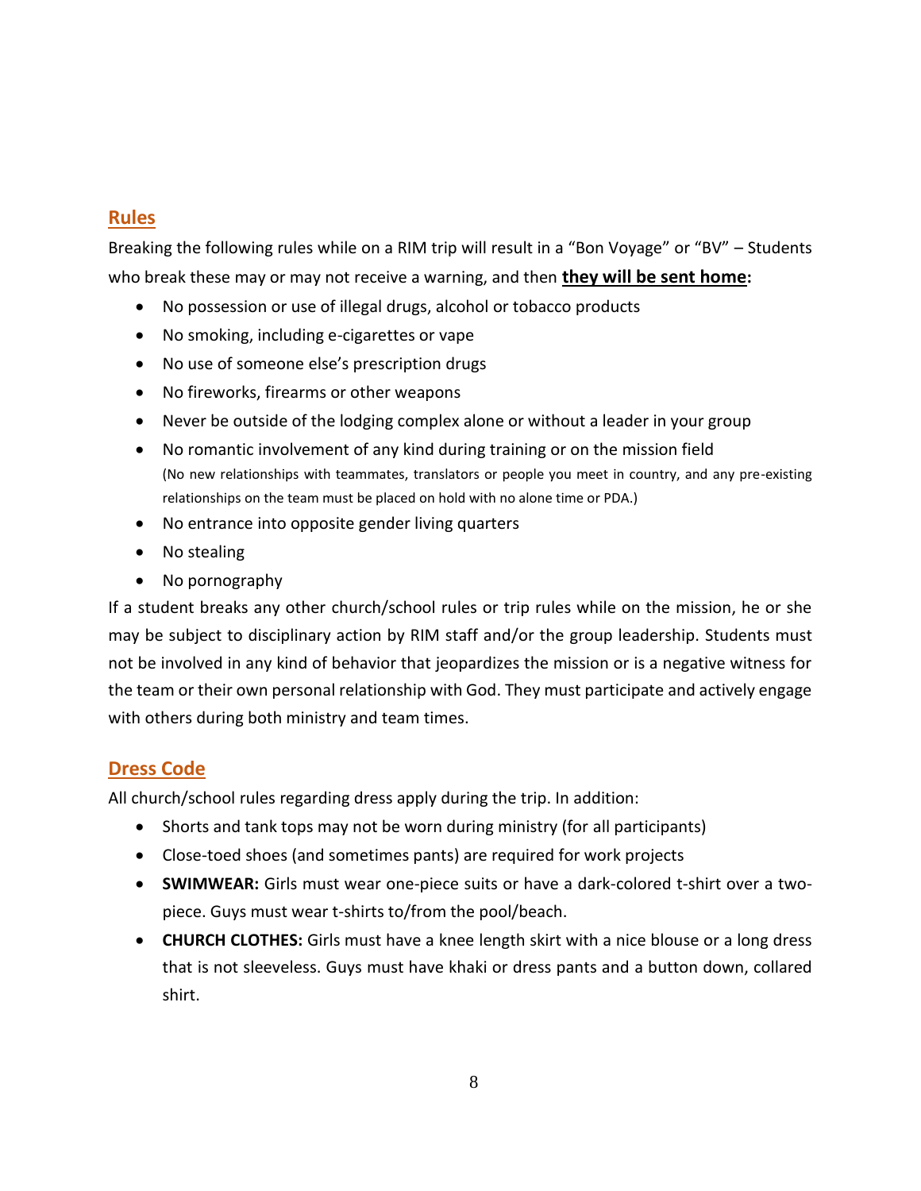## Rules

Breaking the following rules while on a RIM trip will result in a "Bon Voyage" or "BV" – Students who break these may or may not receive a warning, and then **they will be sent home:**

- No possession or use of illegal drugs, alcohol or tobacco products
- No smoking, including e-cigarettes or vape
- No use of someone else's prescription drugs
- No fireworks, firearms or other weapons
- Never be outside of the lodging complex alone or without a leader in your group
- No romantic involvement of any kind during training or on the mission field
  (No new relationships with teammates, translators or people you meet in country, and any pre-existing relationships on the team must be placed on hold with no alone time or PDA.)
- No entrance into opposite gender living quarters
- No stealing
- No pornography

If a student breaks any other church/school rules or trip rules while on the mission, he or she may be subject to disciplinary action by RIM staff and/or the group leadership. Students must not be involved in any kind of behavior that jeopardizes the mission or is a negative witness for the team or their own personal relationship with God. They must participate and actively engage with others during both ministry and team times.

## Dress Code

All church/school rules regarding dress apply during the trip. In addition:

- Shorts and tank tops may not be worn during ministry (for all participants)
- Close-toed shoes (and sometimes pants) are required for work projects
- **SWIMWEAR:** Girls must wear one-piece suits or have a dark-colored t-shirt over a two-piece. Guys must wear t-shirts to/from the pool/beach.
- **CHURCH CLOTHES:** Girls must have a knee length skirt with a nice blouse or a long dress that is not sleeveless. Guys must have khaki or dress pants and a button down, collared shirt.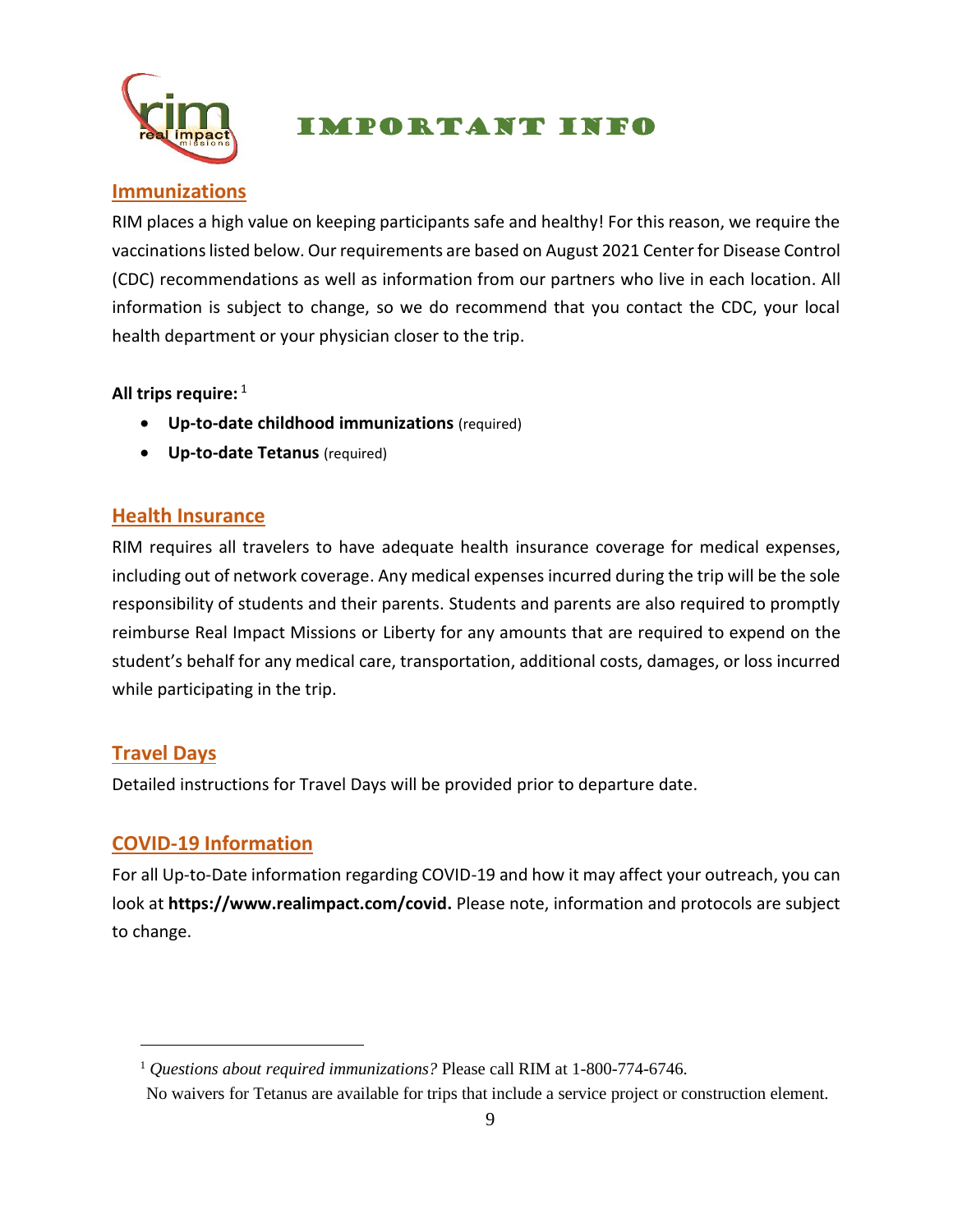# IMPORTANT INFO

## Immunizations

RIM places a high value on keeping participants safe and healthy! For this reason, we require the vaccinations listed below. Our requirements are based on August 2021 Center for Disease Control (CDC) recommendations as well as information from our partners who live in each location. All information is subject to change, so we do recommend that you contact the CDC, your local health department or your physician closer to the trip.

**All trips require:** [1]

- **Up-to-date childhood immunizations** (required)
- **Up-to-date Tetanus** (required)

## Health Insurance

RIM requires all travelers to have adequate health insurance coverage for medical expenses, including out of network coverage. Any medical expenses incurred during the trip will be the sole responsibility of students and their parents. Students and parents are also required to promptly reimburse Real Impact Missions or Liberty for any amounts that are required to expend on the student's behalf for any medical care, transportation, additional costs, damages, or loss incurred while participating in the trip.

## Travel Days

Detailed instructions for Travel Days will be provided prior to departure date.

## COVID-19 Information

For all Up-to-Date information regarding COVID-19 and how it may affect your outreach, you can look at **https://www.realimpact.com/covid.** Please note, information and protocols are subject to change.

---

[1] *Questions about required immunizations?* Please call RIM at 1-800-774-6746.
No waivers for Tetanus are available for trips that include a service project or construction element.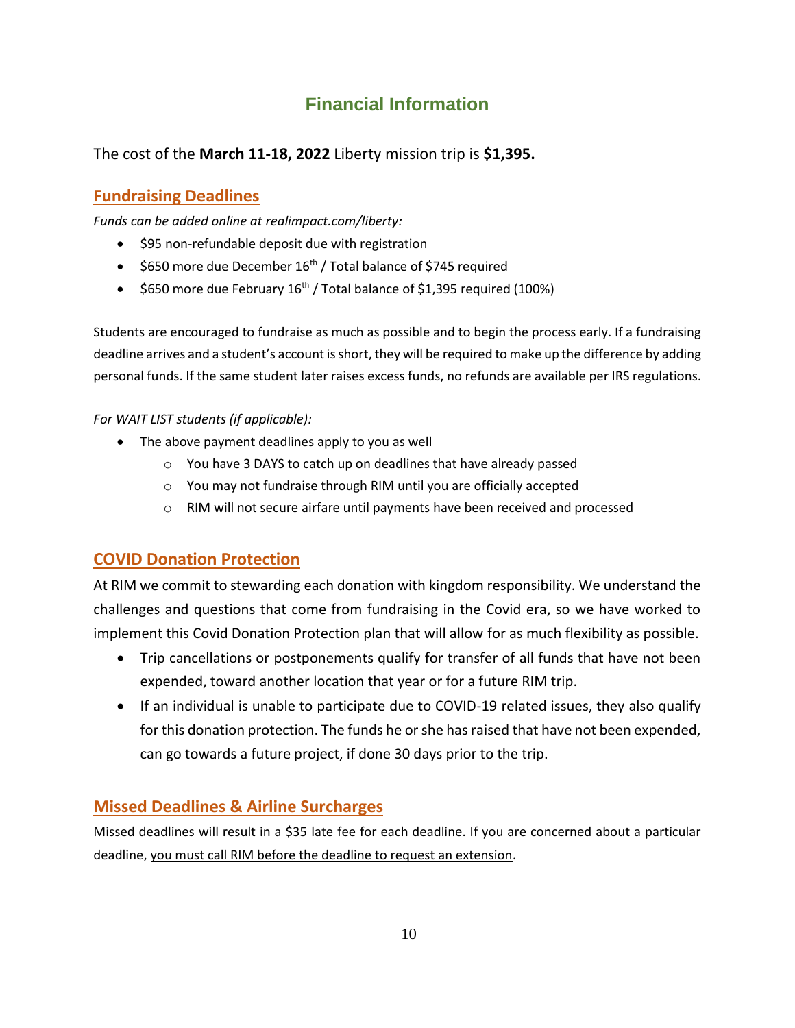## Financial Information

The cost of the **March 11-18, 2022** Liberty mission trip is **$1,395.**

### Fundraising Deadlines

*Funds can be added online at realimpact.com/liberty:*

- $95 non-refundable deposit due with registration
- $650 more due December 16th / Total balance of $745 required
- $650 more due February 16th / Total balance of $1,395 required (100%)

Students are encouraged to fundraise as much as possible and to begin the process early. If a fundraising deadline arrives and a student's account is short, they will be required to make up the difference by adding personal funds. If the same student later raises excess funds, no refunds are available per IRS regulations.

*For WAIT LIST students (if applicable):*

- The above payment deadlines apply to you as well
  - You have 3 DAYS to catch up on deadlines that have already passed
  - You may not fundraise through RIM until you are officially accepted
  - RIM will not secure airfare until payments have been received and processed

### COVID Donation Protection

At RIM we commit to stewarding each donation with kingdom responsibility. We understand the challenges and questions that come from fundraising in the Covid era, so we have worked to implement this Covid Donation Protection plan that will allow for as much flexibility as possible.

- Trip cancellations or postponements qualify for transfer of all funds that have not been expended, toward another location that year or for a future RIM trip.
- If an individual is unable to participate due to COVID-19 related issues, they also qualify for this donation protection. The funds he or she has raised that have not been expended, can go towards a future project, if done 30 days prior to the trip.

### Missed Deadlines & Airline Surcharges

Missed deadlines will result in a $35 late fee for each deadline. If you are concerned about a particular deadline, you must call RIM before the deadline to request an extension.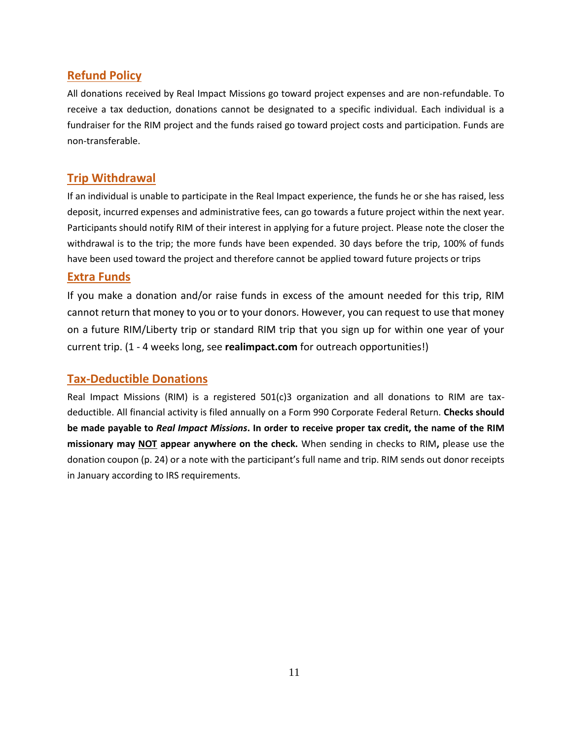## Refund Policy

All donations received by Real Impact Missions go toward project expenses and are non-refundable. To receive a tax deduction, donations cannot be designated to a specific individual. Each individual is a fundraiser for the RIM project and the funds raised go toward project costs and participation. Funds are non-transferable.

## Trip Withdrawal

If an individual is unable to participate in the Real Impact experience, the funds he or she has raised, less deposit, incurred expenses and administrative fees, can go towards a future project within the next year. Participants should notify RIM of their interest in applying for a future project. Please note the closer the withdrawal is to the trip; the more funds have been expended. 30 days before the trip, 100% of funds have been used toward the project and therefore cannot be applied toward future projects or trips

## Extra Funds

If you make a donation and/or raise funds in excess of the amount needed for this trip, RIM cannot return that money to you or to your donors. However, you can request to use that money on a future RIM/Liberty trip or standard RIM trip that you sign up for within one year of your current trip. (1 - 4 weeks long, see **realimpact.com** for outreach opportunities!)

## Tax-Deductible Donations

Real Impact Missions (RIM) is a registered 501(c)3 organization and all donations to RIM are tax-deductible. All financial activity is filed annually on a Form 990 Corporate Federal Return. **Checks should be made payable to *Real Impact Missions*. In order to receive proper tax credit, the name of the RIM missionary may <u>NOT</u> appear anywhere on the check.** When sending in checks to RIM**,** please use the donation coupon (p. 24) or a note with the participant's full name and trip. RIM sends out donor receipts in January according to IRS requirements.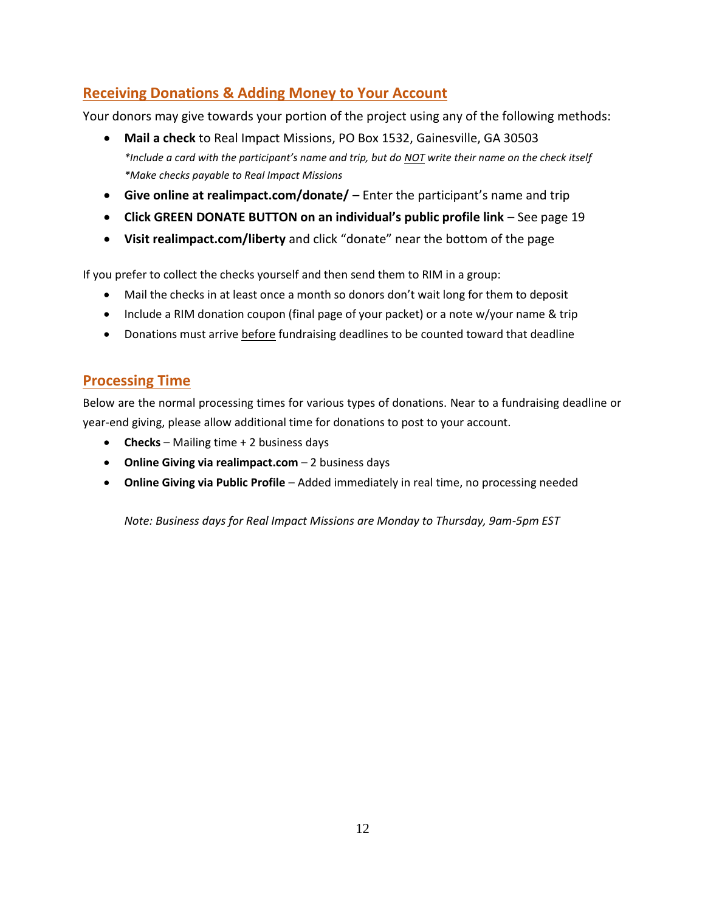## Receiving Donations & Adding Money to Your Account

Your donors may give towards your portion of the project using any of the following methods:

- **Mail a check** to Real Impact Missions, PO Box 1532, Gainesville, GA 30503
  *\*Include a card with the participant's name and trip, but do NOT write their name on the check itself*
  *\*Make checks payable to Real Impact Missions*
- **Give online at realimpact.com/donate/** – Enter the participant's name and trip
- **Click GREEN DONATE BUTTON on an individual's public profile link** – See page 19
- **Visit realimpact.com/liberty** and click "donate" near the bottom of the page

If you prefer to collect the checks yourself and then send them to RIM in a group:

- Mail the checks in at least once a month so donors don't wait long for them to deposit
- Include a RIM donation coupon (final page of your packet) or a note w/your name & trip
- Donations must arrive before fundraising deadlines to be counted toward that deadline

## Processing Time

Below are the normal processing times for various types of donations. Near to a fundraising deadline or year-end giving, please allow additional time for donations to post to your account.

- **Checks** – Mailing time + 2 business days
- **Online Giving via realimpact.com** – 2 business days
- **Online Giving via Public Profile** – Added immediately in real time, no processing needed

*Note: Business days for Real Impact Missions are Monday to Thursday, 9am-5pm EST*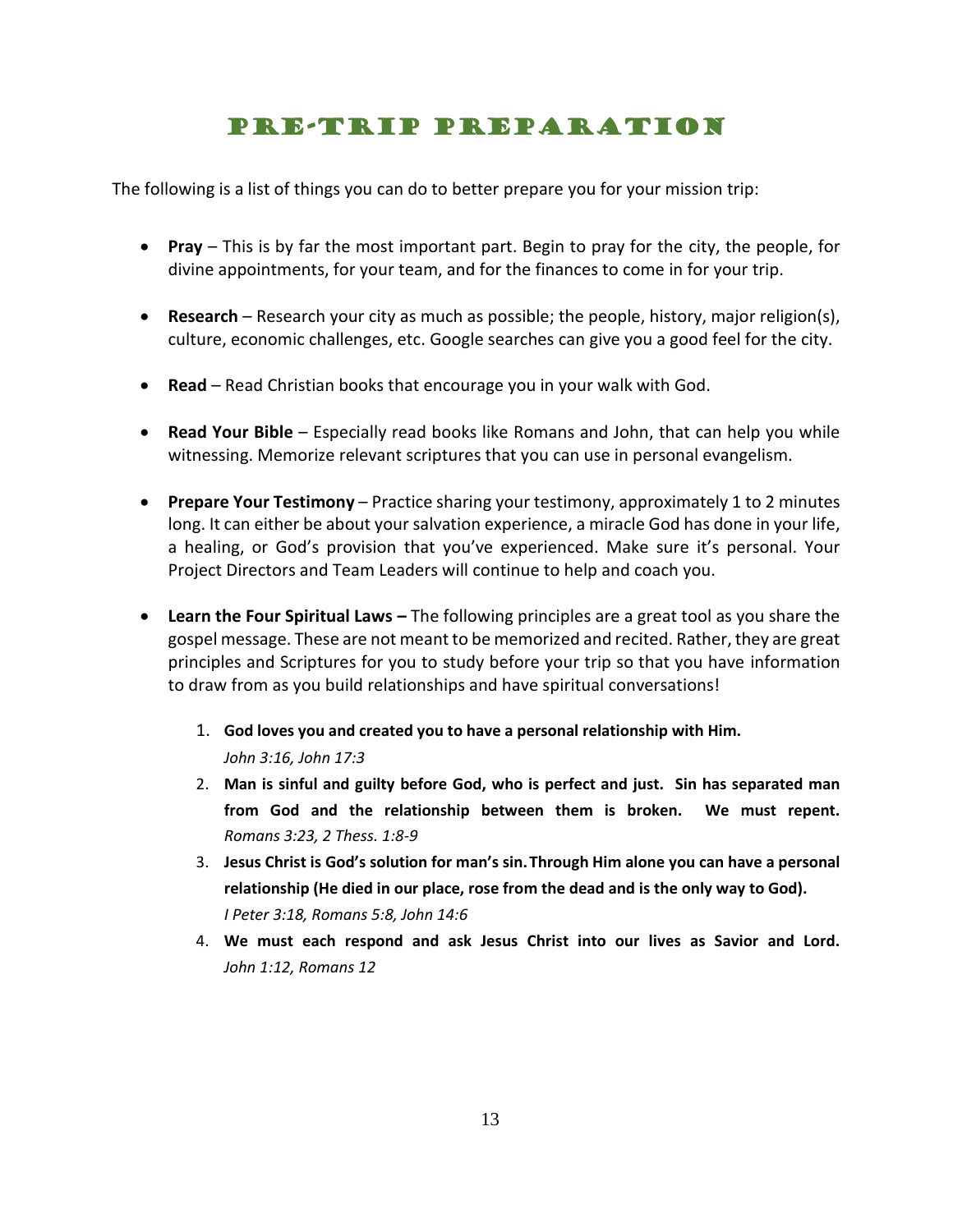# Pre-Trip Preparation

The following is a list of things you can do to better prepare you for your mission trip:

- **Pray** – This is by far the most important part. Begin to pray for the city, the people, for divine appointments, for your team, and for the finances to come in for your trip.

- **Research** – Research your city as much as possible; the people, history, major religion(s), culture, economic challenges, etc. Google searches can give you a good feel for the city.

- **Read** – Read Christian books that encourage you in your walk with God.

- **Read Your Bible** – Especially read books like Romans and John, that can help you while witnessing. Memorize relevant scriptures that you can use in personal evangelism.

- **Prepare Your Testimony** – Practice sharing your testimony, approximately 1 to 2 minutes long. It can either be about your salvation experience, a miracle God has done in your life, a healing, or God's provision that you've experienced. Make sure it's personal. Your Project Directors and Team Leaders will continue to help and coach you.

- **Learn the Four Spiritual Laws –** The following principles are a great tool as you share the gospel message. These are not meant to be memorized and recited. Rather, they are great principles and Scriptures for you to study before your trip so that you have information to draw from as you build relationships and have spiritual conversations!

    1. **God loves you and created you to have a personal relationship with Him.**
       *John 3:16, John 17:3*
    2. **Man is sinful and guilty before God, who is perfect and just. Sin has separated man from God and the relationship between them is broken. We must repent.** *Romans 3:23, 2 Thess. 1:8-9*
    3. **Jesus Christ is God's solution for man's sin. Through Him alone you can have a personal relationship (He died in our place, rose from the dead and is the only way to God).**
       *I Peter 3:18, Romans 5:8, John 14:6*
    4. **We must each respond and ask Jesus Christ into our lives as Savior and Lord.** *John 1:12, Romans 12*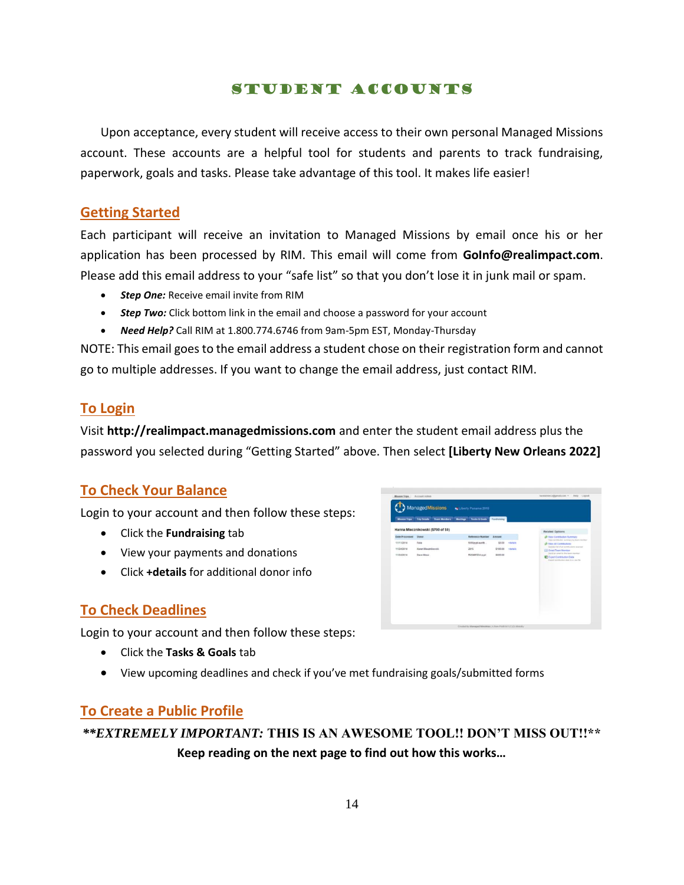# STUDENT ACCOUNTS

Upon acceptance, every student will receive access to their own personal Managed Missions account. These accounts are a helpful tool for students and parents to track fundraising, paperwork, goals and tasks. Please take advantage of this tool. It makes life easier!

## Getting Started

Each participant will receive an invitation to Managed Missions by email once his or her application has been processed by RIM. This email will come from **GoInfo@realimpact.com**. Please add this email address to your "safe list" so that you don't lose it in junk mail or spam.

- ***Step One:*** Receive email invite from RIM
- ***Step Two:*** Click bottom link in the email and choose a password for your account
- ***Need Help?*** Call RIM at 1.800.774.6746 from 9am-5pm EST, Monday-Thursday

NOTE: This email goes to the email address a student chose on their registration form and cannot go to multiple addresses. If you want to change the email address, just contact RIM.

## To Login

Visit **http://realimpact.managedmissions.com** and enter the student email address plus the password you selected during "Getting Started" above. Then select **[Liberty New Orleans 2022]**

## To Check Your Balance

Login to your account and then follow these steps:

- Click the **Fundraising** tab
- View your payments and donations
- Click **+details** for additional donor info

## To Check Deadlines

Login to your account and then follow these steps:

- Click the **Tasks & Goals** tab
- View upcoming deadlines and check if you've met fundraising goals/submitted forms

## To Create a Public Profile

***\*\*EXTREMELY IMPORTANT:* THIS IS AN AWESOME TOOL!! DON'T MISS OUT!!\*\***

**Keep reading on the next page to find out how this works…**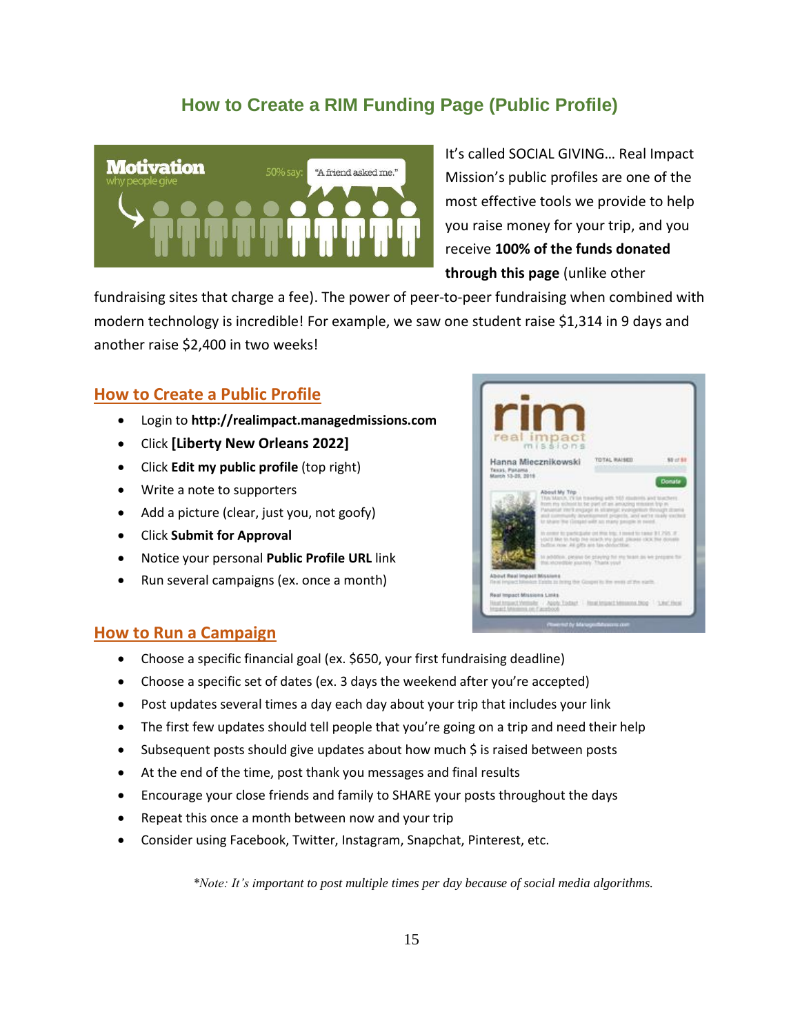## How to Create a RIM Funding Page (Public Profile)

It's called SOCIAL GIVING… Real Impact Mission's public profiles are one of the most effective tools we provide to help you raise money for your trip, and you receive **100% of the funds donated through this page** (unlike other fundraising sites that charge a fee). The power of peer-to-peer fundraising when combined with modern technology is incredible! For example, we saw one student raise $1,314 in 9 days and another raise $2,400 in two weeks!

### How to Create a Public Profile

- Login to **http://realimpact.managedmissions.com**
- Click **[Liberty New Orleans 2022]**
- Click **Edit my public profile** (top right)
- Write a note to supporters
- Add a picture (clear, just you, not goofy)
- Click **Submit for Approval**
- Notice your personal **Public Profile URL** link
- Run several campaigns (ex. once a month)

### How to Run a Campaign

- Choose a specific financial goal (ex. $650, your first fundraising deadline)
- Choose a specific set of dates (ex. 3 days the weekend after you're accepted)
- Post updates several times a day each day about your trip that includes your link
- The first few updates should tell people that you're going on a trip and need their help
- Subsequent posts should give updates about how much $ is raised between posts
- At the end of the time, post thank you messages and final results
- Encourage your close friends and family to SHARE your posts throughout the days
- Repeat this once a month between now and your trip
- Consider using Facebook, Twitter, Instagram, Snapchat, Pinterest, etc.

*\*Note: It's important to post multiple times per day because of social media algorithms.*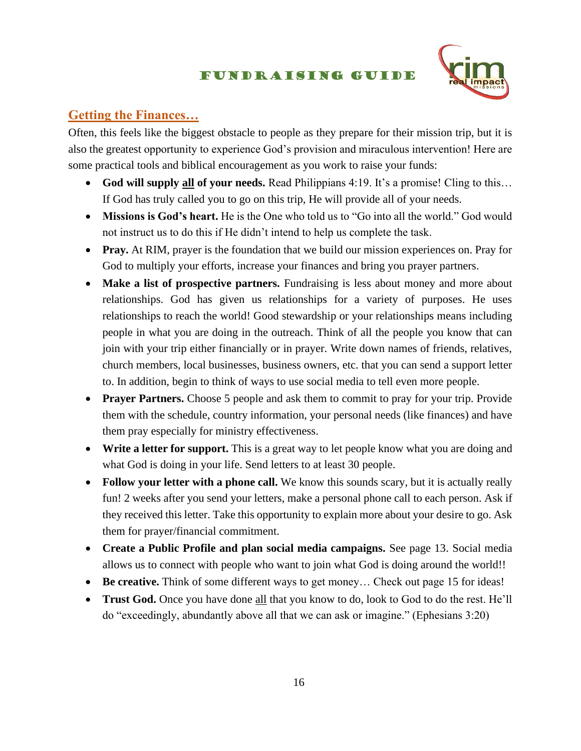## Getting the Finances…

Often, this feels like the biggest obstacle to people as they prepare for their mission trip, but it is also the greatest opportunity to experience God's provision and miraculous intervention! Here are some practical tools and biblical encouragement as you work to raise your funds:

- **God will supply <u>all</u> of your needs.** Read Philippians 4:19. It's a promise! Cling to this… If God has truly called you to go on this trip, He will provide all of your needs.
- **Missions is God's heart.** He is the One who told us to "Go into all the world." God would not instruct us to do this if He didn't intend to help us complete the task.
- **Pray.** At RIM, prayer is the foundation that we build our mission experiences on. Pray for God to multiply your efforts, increase your finances and bring you prayer partners.
- **Make a list of prospective partners.** Fundraising is less about money and more about relationships. God has given us relationships for a variety of purposes. He uses relationships to reach the world! Good stewardship or your relationships means including people in what you are doing in the outreach. Think of all the people you know that can join with your trip either financially or in prayer. Write down names of friends, relatives, church members, local businesses, business owners, etc. that you can send a support letter to. In addition, begin to think of ways to use social media to tell even more people.
- **Prayer Partners.** Choose 5 people and ask them to commit to pray for your trip. Provide them with the schedule, country information, your personal needs (like finances) and have them pray especially for ministry effectiveness.
- **Write a letter for support.** This is a great way to let people know what you are doing and what God is doing in your life. Send letters to at least 30 people.
- **Follow your letter with a phone call.** We know this sounds scary, but it is actually really fun! 2 weeks after you send your letters, make a personal phone call to each person. Ask if they received this letter. Take this opportunity to explain more about your desire to go. Ask them for prayer/financial commitment.
- **Create a Public Profile and plan social media campaigns.** See page 13. Social media allows us to connect with people who want to join what God is doing around the world!!
- **Be creative.** Think of some different ways to get money… Check out page 15 for ideas!
- **Trust God.** Once you have done <u>all</u> that you know to do, look to God to do the rest. He'll do "exceedingly, abundantly above all that we can ask or imagine." (Ephesians 3:20)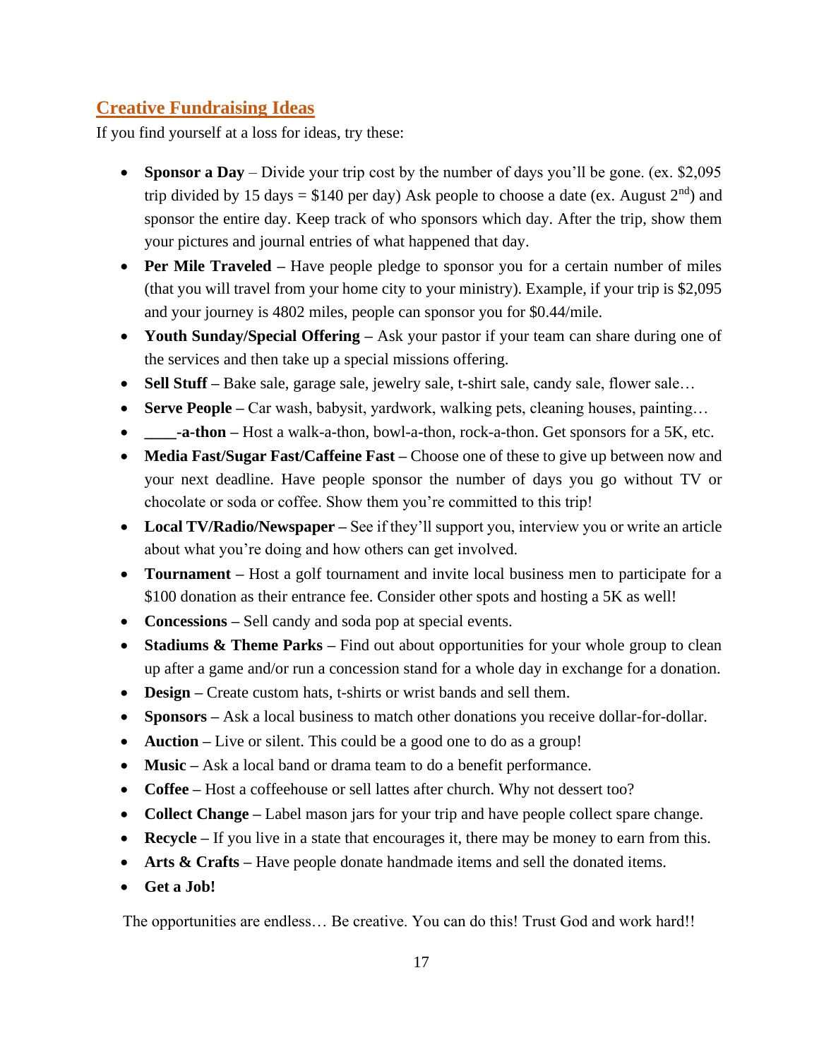## Creative Fundraising Ideas

If you find yourself at a loss for ideas, try these:

- **Sponsor a Day** – Divide your trip cost by the number of days you'll be gone. (ex. $2,095 trip divided by 15 days = $140 per day) Ask people to choose a date (ex. August 2nd) and sponsor the entire day. Keep track of who sponsors which day. After the trip, show them your pictures and journal entries of what happened that day.
- **Per Mile Traveled –** Have people pledge to sponsor you for a certain number of miles (that you will travel from your home city to your ministry). Example, if your trip is $2,095 and your journey is 4802 miles, people can sponsor you for $0.44/mile.
- **Youth Sunday/Special Offering –** Ask your pastor if your team can share during one of the services and then take up a special missions offering.
- **Sell Stuff –** Bake sale, garage sale, jewelry sale, t-shirt sale, candy sale, flower sale…
- **Serve People –** Car wash, babysit, yardwork, walking pets, cleaning houses, painting…
- **____-a-thon –** Host a walk-a-thon, bowl-a-thon, rock-a-thon. Get sponsors for a 5K, etc.
- **Media Fast/Sugar Fast/Caffeine Fast –** Choose one of these to give up between now and your next deadline. Have people sponsor the number of days you go without TV or chocolate or soda or coffee. Show them you're committed to this trip!
- **Local TV/Radio/Newspaper –** See if they'll support you, interview you or write an article about what you're doing and how others can get involved.
- **Tournament –** Host a golf tournament and invite local business men to participate for a $100 donation as their entrance fee. Consider other spots and hosting a 5K as well!
- **Concessions –** Sell candy and soda pop at special events.
- **Stadiums & Theme Parks –** Find out about opportunities for your whole group to clean up after a game and/or run a concession stand for a whole day in exchange for a donation.
- **Design –** Create custom hats, t-shirts or wrist bands and sell them.
- **Sponsors –** Ask a local business to match other donations you receive dollar-for-dollar.
- **Auction –** Live or silent. This could be a good one to do as a group!
- **Music –** Ask a local band or drama team to do a benefit performance.
- **Coffee –** Host a coffeehouse or sell lattes after church. Why not dessert too?
- **Collect Change –** Label mason jars for your trip and have people collect spare change.
- **Recycle –** If you live in a state that encourages it, there may be money to earn from this.
- **Arts & Crafts –** Have people donate handmade items and sell the donated items.
- **Get a Job!**

The opportunities are endless… Be creative. You can do this! Trust God and work hard!!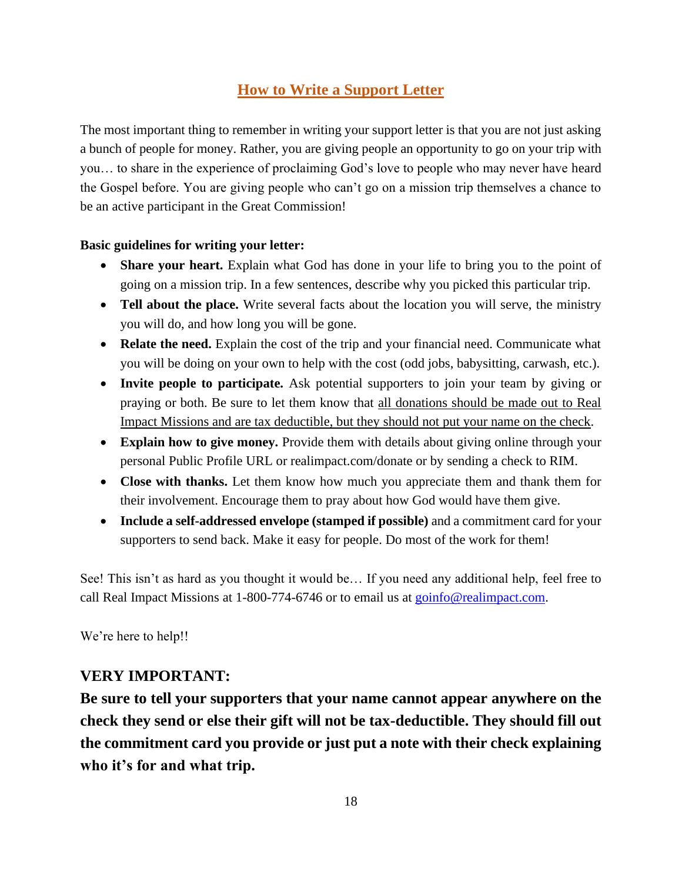# How to Write a Support Letter

The most important thing to remember in writing your support letter is that you are not just asking a bunch of people for money. Rather, you are giving people an opportunity to go on your trip with you… to share in the experience of proclaiming God's love to people who may never have heard the Gospel before. You are giving people who can't go on a mission trip themselves a chance to be an active participant in the Great Commission!

**Basic guidelines for writing your letter:**

- **Share your heart.** Explain what God has done in your life to bring you to the point of going on a mission trip. In a few sentences, describe why you picked this particular trip.
- **Tell about the place.** Write several facts about the location you will serve, the ministry you will do, and how long you will be gone.
- **Relate the need.** Explain the cost of the trip and your financial need. Communicate what you will be doing on your own to help with the cost (odd jobs, babysitting, carwash, etc.).
- **Invite people to participate.** Ask potential supporters to join your team by giving or praying or both. Be sure to let them know that <u>all donations should be made out to Real Impact Missions and are tax deductible, but they should not put your name on the check</u>.
- **Explain how to give money.** Provide them with details about giving online through your personal Public Profile URL or realimpact.com/donate or by sending a check to RIM.
- **Close with thanks.** Let them know how much you appreciate them and thank them for their involvement. Encourage them to pray about how God would have them give.
- **Include a self-addressed envelope (stamped if possible)** and a commitment card for your supporters to send back. Make it easy for people. Do most of the work for them!

See! This isn't as hard as you thought it would be… If you need any additional help, feel free to call Real Impact Missions at 1-800-774-6746 or to email us at goinfo@realimpact.com.

We're here to help!!

## VERY IMPORTANT:

**Be sure to tell your supporters that your name cannot appear anywhere on the check they send or else their gift will not be tax-deductible. They should fill out the commitment card you provide or just put a note with their check explaining who it's for and what trip.**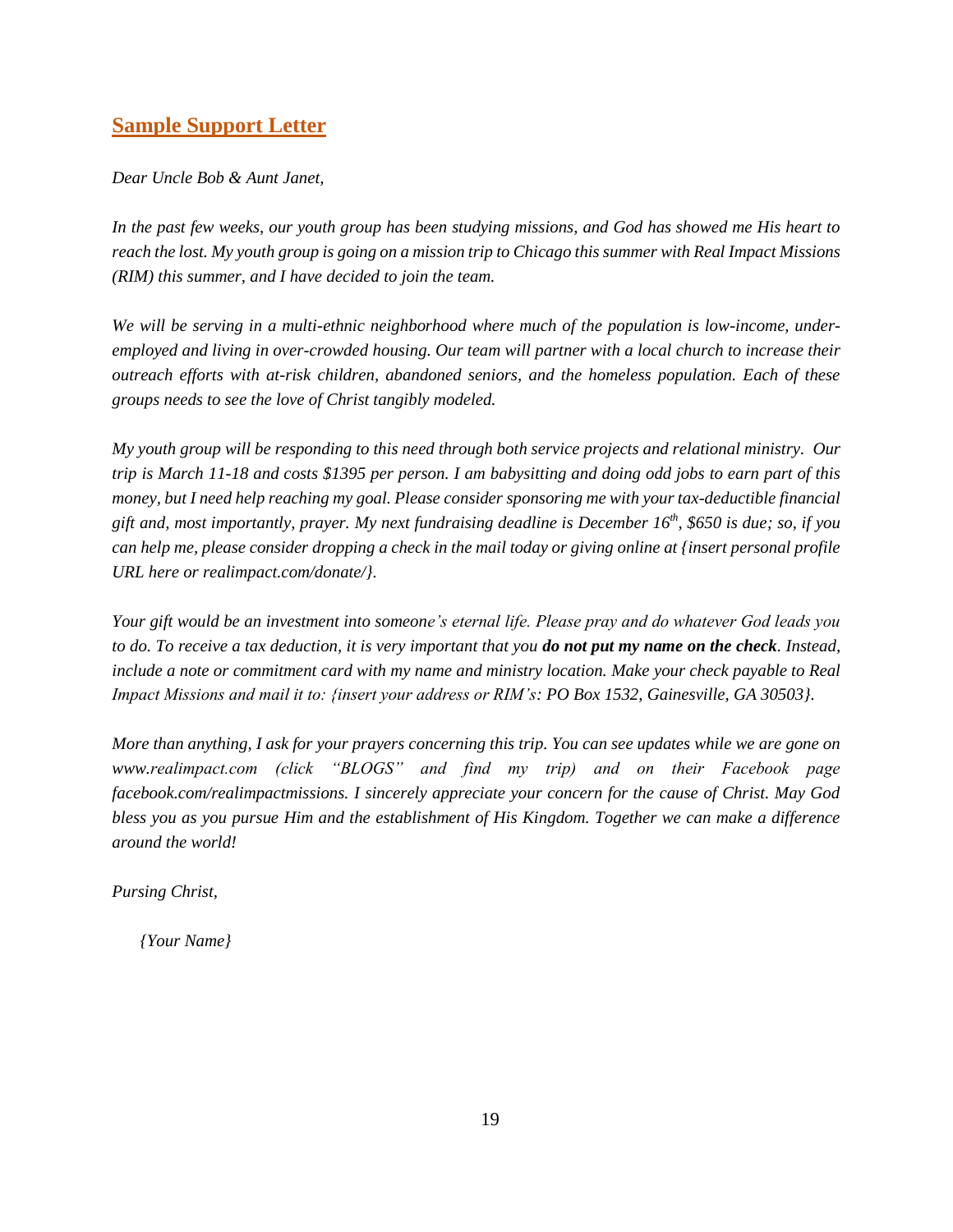## Sample Support Letter

*Dear Uncle Bob & Aunt Janet,*

*In the past few weeks, our youth group has been studying missions, and God has showed me His heart to reach the lost. My youth group is going on a mission trip to Chicago this summer with Real Impact Missions (RIM) this summer, and I have decided to join the team.*

*We will be serving in a multi-ethnic neighborhood where much of the population is low-income, under-employed and living in over-crowded housing. Our team will partner with a local church to increase their outreach efforts with at-risk children, abandoned seniors, and the homeless population. Each of these groups needs to see the love of Christ tangibly modeled.*

*My youth group will be responding to this need through both service projects and relational ministry. Our trip is March 11-18 and costs $1395 per person. I am babysitting and doing odd jobs to earn part of this money, but I need help reaching my goal. Please consider sponsoring me with your tax-deductible financial gift and, most importantly, prayer. My next fundraising deadline is December 16th, $650 is due; so, if you can help me, please consider dropping a check in the mail today or giving online at {insert personal profile URL here or realimpact.com/donate/}.*

*Your gift would be an investment into someone's eternal life. Please pray and do whatever God leads you to do. To receive a tax deduction, it is very important that you **do not put my name on the check**. Instead, include a note or commitment card with my name and ministry location. Make your check payable to Real Impact Missions and mail it to: {insert your address or RIM's: PO Box 1532, Gainesville, GA 30503}.*

*More than anything, I ask for your prayers concerning this trip. You can see updates while we are gone on www.realimpact.com (click "BLOGS" and find my trip) and on their Facebook page facebook.com/realimpactmissions. I sincerely appreciate your concern for the cause of Christ. May God bless you as you pursue Him and the establishment of His Kingdom. Together we can make a difference around the world!*

*Pursing Christ,*

*{Your Name}*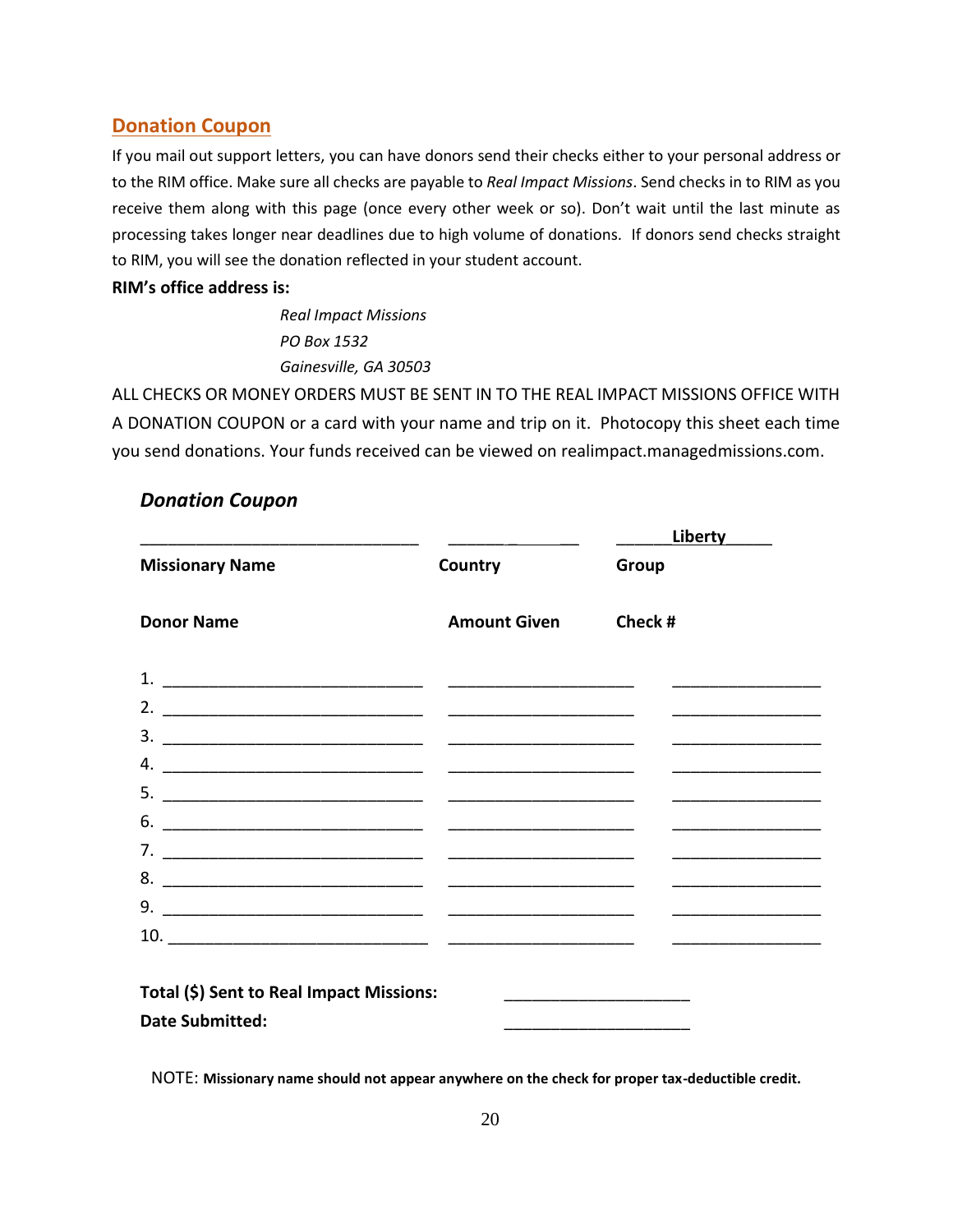## Donation Coupon

If you mail out support letters, you can have donors send their checks either to your personal address or to the RIM office. Make sure all checks are payable to *Real Impact Missions*. Send checks in to RIM as you receive them along with this page (once every other week or so). Don't wait until the last minute as processing takes longer near deadlines due to high volume of donations. If donors send checks straight to RIM, you will see the donation reflected in your student account.

**RIM's office address is:**

*Real Impact Missions*
*PO Box 1532*
*Gainesville, GA 30503*

ALL CHECKS OR MONEY ORDERS MUST BE SENT IN TO THE REAL IMPACT MISSIONS OFFICE WITH A DONATION COUPON or a card with your name and trip on it. Photocopy this sheet each time you send donations. Your funds received can be viewed on realimpact.managedmissions.com.

### *Donation Coupon*

| ______________________________ | ______________ | ______Liberty______ |
|---|---|---|
| **Missionary Name** | **Country** | **Group** |

| **Donor Name** | **Amount Given** | **Check #** |
|---|---|---|
| 1. ____________________________ | ____________________ | ________________ |
| 2. ____________________________ | ____________________ | ________________ |
| 3. ____________________________ | ____________________ | ________________ |
| 4. ____________________________ | ____________________ | ________________ |
| 5. ____________________________ | ____________________ | ________________ |
| 6. ____________________________ | ____________________ | ________________ |
| 7. ____________________________ | ____________________ | ________________ |
| 8. ____________________________ | ____________________ | ________________ |
| 9. ____________________________ | ____________________ | ________________ |
| 10. ____________________________ | ____________________ | ________________ |

**Total ($) Sent to Real Impact Missions:** ____________________

**Date Submitted:** ____________________

NOTE: **Missionary name should not appear anywhere on the check for proper tax-deductible credit.**